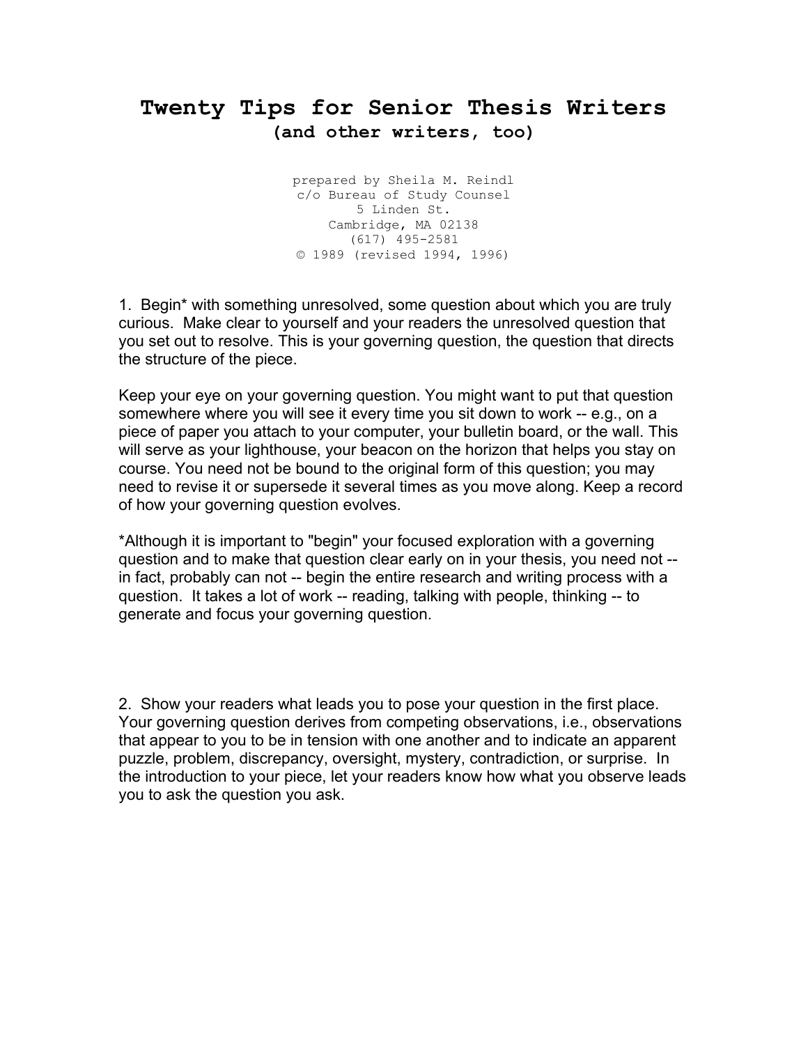# Twenty Tips for Senior Thesis Writers
**(and other writers, too)**

prepared by Sheila M. Reindl  
c/o Bureau of Study Counsel  
5 Linden St.  
Cambridge, MA 02138  
(617) 495-2581  
© 1989 (revised 1994, 1996)

1. Begin* with something unresolved, some question about which you are truly curious. Make clear to yourself and your readers the unresolved question that you set out to resolve. This is your governing question, the question that directs the structure of the piece.

Keep your eye on your governing question. You might want to put that question somewhere where you will see it every time you sit down to work -- e.g., on a piece of paper you attach to your computer, your bulletin board, or the wall. This will serve as your lighthouse, your beacon on the horizon that helps you stay on course. You need not be bound to the original form of this question; you may need to revise it or supersede it several times as you move along. Keep a record of how your governing question evolves.

*Although it is important to "begin" your focused exploration with a governing question and to make that question clear early on in your thesis, you need not -- in fact, probably can not -- begin the entire research and writing process with a question. It takes a lot of work -- reading, talking with people, thinking -- to generate and focus your governing question.

2. Show your readers what leads you to pose your question in the first place. Your governing question derives from competing observations, i.e., observations that appear to you to be in tension with one another and to indicate an apparent puzzle, problem, discrepancy, oversight, mystery, contradiction, or surprise. In the introduction to your piece, let your readers know how what you observe leads you to ask the question you ask.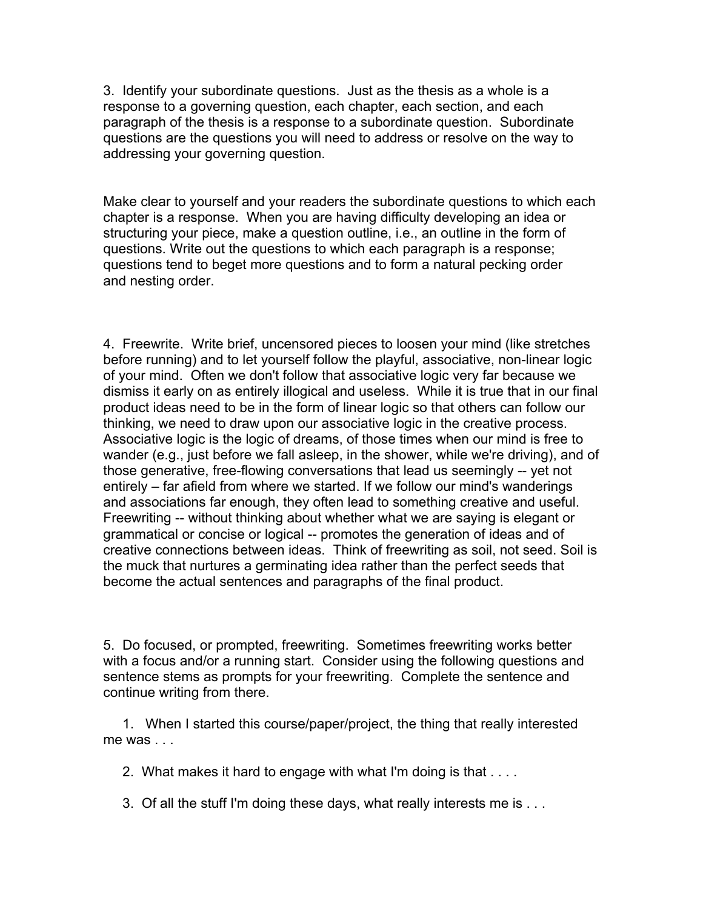3. Identify your subordinate questions. Just as the thesis as a whole is a response to a governing question, each chapter, each section, and each paragraph of the thesis is a response to a subordinate question. Subordinate questions are the questions you will need to address or resolve on the way to addressing your governing question.

Make clear to yourself and your readers the subordinate questions to which each chapter is a response. When you are having difficulty developing an idea or structuring your piece, make a question outline, i.e., an outline in the form of questions. Write out the questions to which each paragraph is a response; questions tend to beget more questions and to form a natural pecking order and nesting order.

4. Freewrite. Write brief, uncensored pieces to loosen your mind (like stretches before running) and to let yourself follow the playful, associative, non-linear logic of your mind. Often we don't follow that associative logic very far because we dismiss it early on as entirely illogical and useless. While it is true that in our final product ideas need to be in the form of linear logic so that others can follow our thinking, we need to draw upon our associative logic in the creative process. Associative logic is the logic of dreams, of those times when our mind is free to wander (e.g., just before we fall asleep, in the shower, while we're driving), and of those generative, free-flowing conversations that lead us seemingly -- yet not entirely – far afield from where we started. If we follow our mind's wanderings and associations far enough, they often lead to something creative and useful. Freewriting -- without thinking about whether what we are saying is elegant or grammatical or concise or logical -- promotes the generation of ideas and of creative connections between ideas. Think of freewriting as soil, not seed. Soil is the muck that nurtures a germinating idea rather than the perfect seeds that become the actual sentences and paragraphs of the final product.

5. Do focused, or prompted, freewriting. Sometimes freewriting works better with a focus and/or a running start. Consider using the following questions and sentence stems as prompts for your freewriting. Complete the sentence and continue writing from there.

1. When I started this course/paper/project, the thing that really interested me was . . .
2. What makes it hard to engage with what I'm doing is that . . . .
3. Of all the stuff I'm doing these days, what really interests me is . . .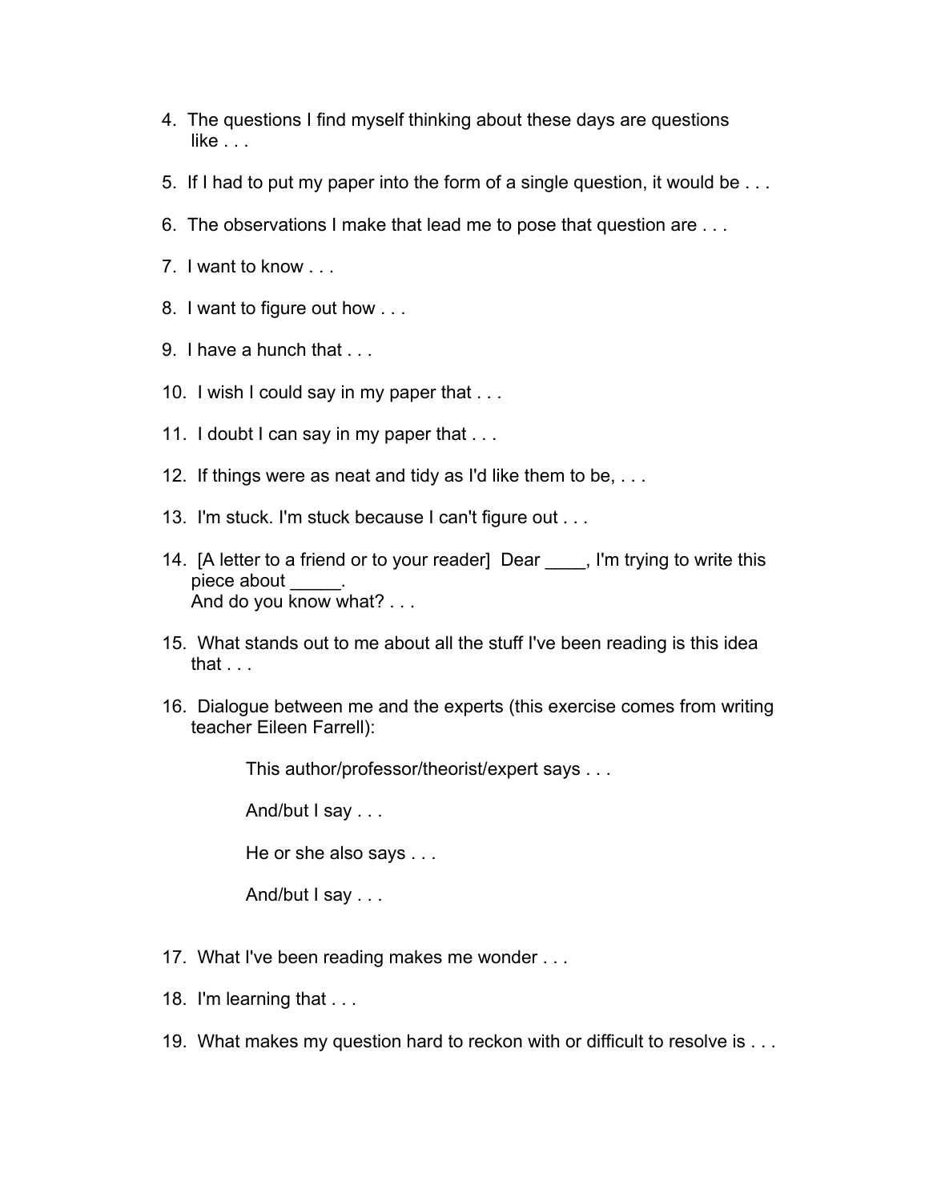4. The questions I find myself thinking about these days are questions like . . .

5. If I had to put my paper into the form of a single question, it would be . . .

6. The observations I make that lead me to pose that question are . . .

7. I want to know . . .

8. I want to figure out how . . .

9. I have a hunch that . . .

10. I wish I could say in my paper that . . .

11. I doubt I can say in my paper that . . .

12. If things were as neat and tidy as I'd like them to be, . . .

13. I'm stuck. I'm stuck because I can't figure out . . .

14. [A letter to a friend or to your reader] Dear ____, I'm trying to write this piece about _____.
    And do you know what? . . .

15. What stands out to me about all the stuff I've been reading is this idea that . . .

16. Dialogue between me and the experts (this exercise comes from writing teacher Eileen Farrell):

    This author/professor/theorist/expert says . . .

    And/but I say . . .

    He or she also says . . .

    And/but I say . . .

17. What I've been reading makes me wonder . . .

18. I'm learning that . . .

19. What makes my question hard to reckon with or difficult to resolve is . . .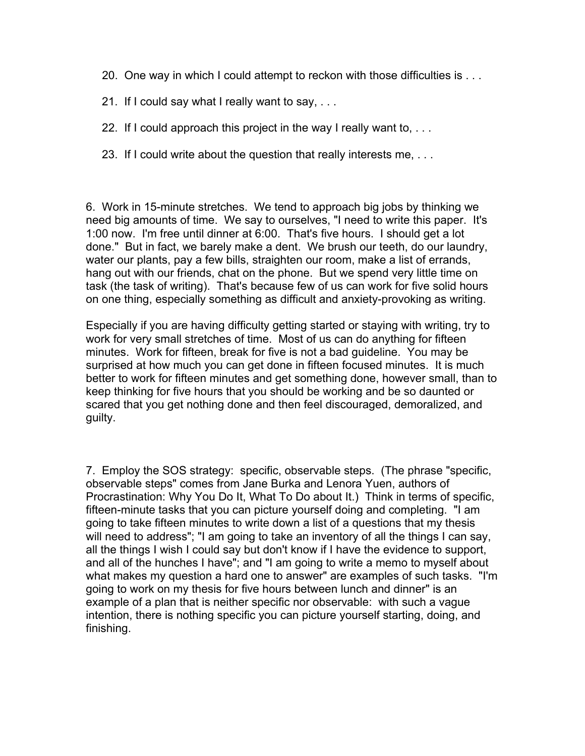20. One way in which I could attempt to reckon with those difficulties is . . .

21. If I could say what I really want to say, . . .

22. If I could approach this project in the way I really want to, . . .

23. If I could write about the question that really interests me, . . .

6. Work in 15-minute stretches. We tend to approach big jobs by thinking we need big amounts of time. We say to ourselves, "I need to write this paper. It's 1:00 now. I'm free until dinner at 6:00. That's five hours. I should get a lot done." But in fact, we barely make a dent. We brush our teeth, do our laundry, water our plants, pay a few bills, straighten our room, make a list of errands, hang out with our friends, chat on the phone. But we spend very little time on task (the task of writing). That's because few of us can work for five solid hours on one thing, especially something as difficult and anxiety-provoking as writing.

Especially if you are having difficulty getting started or staying with writing, try to work for very small stretches of time. Most of us can do anything for fifteen minutes. Work for fifteen, break for five is not a bad guideline. You may be surprised at how much you can get done in fifteen focused minutes. It is much better to work for fifteen minutes and get something done, however small, than to keep thinking for five hours that you should be working and be so daunted or scared that you get nothing done and then feel discouraged, demoralized, and guilty.

7. Employ the SOS strategy: specific, observable steps. (The phrase "specific, observable steps" comes from Jane Burka and Lenora Yuen, authors of Procrastination: Why You Do It, What To Do about It.) Think in terms of specific, fifteen-minute tasks that you can picture yourself doing and completing. "I am going to take fifteen minutes to write down a list of a questions that my thesis will need to address"; "I am going to take an inventory of all the things I can say, all the things I wish I could say but don't know if I have the evidence to support, and all of the hunches I have"; and "I am going to write a memo to myself about what makes my question a hard one to answer" are examples of such tasks. "I'm going to work on my thesis for five hours between lunch and dinner" is an example of a plan that is neither specific nor observable: with such a vague intention, there is nothing specific you can picture yourself starting, doing, and finishing.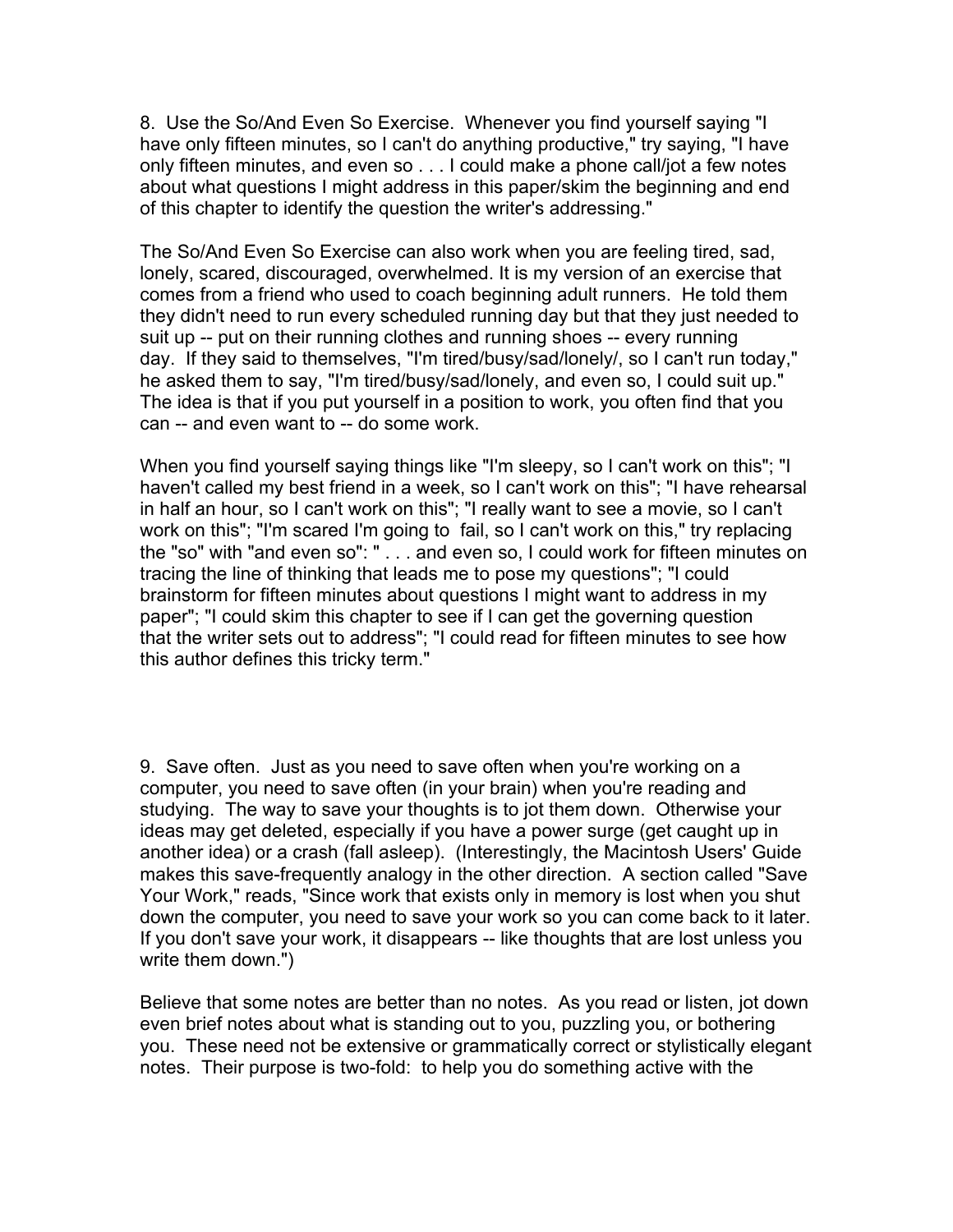8. Use the So/And Even So Exercise. Whenever you find yourself saying "I have only fifteen minutes, so I can't do anything productive," try saying, "I have only fifteen minutes, and even so . . . I could make a phone call/jot a few notes about what questions I might address in this paper/skim the beginning and end of this chapter to identify the question the writer's addressing."

The So/And Even So Exercise can also work when you are feeling tired, sad, lonely, scared, discouraged, overwhelmed. It is my version of an exercise that comes from a friend who used to coach beginning adult runners. He told them they didn't need to run every scheduled running day but that they just needed to suit up -- put on their running clothes and running shoes -- every running day. If they said to themselves, "I'm tired/busy/sad/lonely/, so I can't run today," he asked them to say, "I'm tired/busy/sad/lonely, and even so, I could suit up." The idea is that if you put yourself in a position to work, you often find that you can -- and even want to -- do some work.

When you find yourself saying things like "I'm sleepy, so I can't work on this"; "I haven't called my best friend in a week, so I can't work on this"; "I have rehearsal in half an hour, so I can't work on this"; "I really want to see a movie, so I can't work on this"; "I'm scared I'm going to fail, so I can't work on this," try replacing the "so" with "and even so": " . . . and even so, I could work for fifteen minutes on tracing the line of thinking that leads me to pose my questions"; "I could brainstorm for fifteen minutes about questions I might want to address in my paper"; "I could skim this chapter to see if I can get the governing question that the writer sets out to address"; "I could read for fifteen minutes to see how this author defines this tricky term."

9. Save often. Just as you need to save often when you're working on a computer, you need to save often (in your brain) when you're reading and studying. The way to save your thoughts is to jot them down. Otherwise your ideas may get deleted, especially if you have a power surge (get caught up in another idea) or a crash (fall asleep). (Interestingly, the Macintosh Users' Guide makes this save-frequently analogy in the other direction. A section called "Save Your Work," reads, "Since work that exists only in memory is lost when you shut down the computer, you need to save your work so you can come back to it later. If you don't save your work, it disappears -- like thoughts that are lost unless you write them down.")

Believe that some notes are better than no notes. As you read or listen, jot down even brief notes about what is standing out to you, puzzling you, or bothering you. These need not be extensive or grammatically correct or stylistically elegant notes. Their purpose is two-fold: to help you do something active with the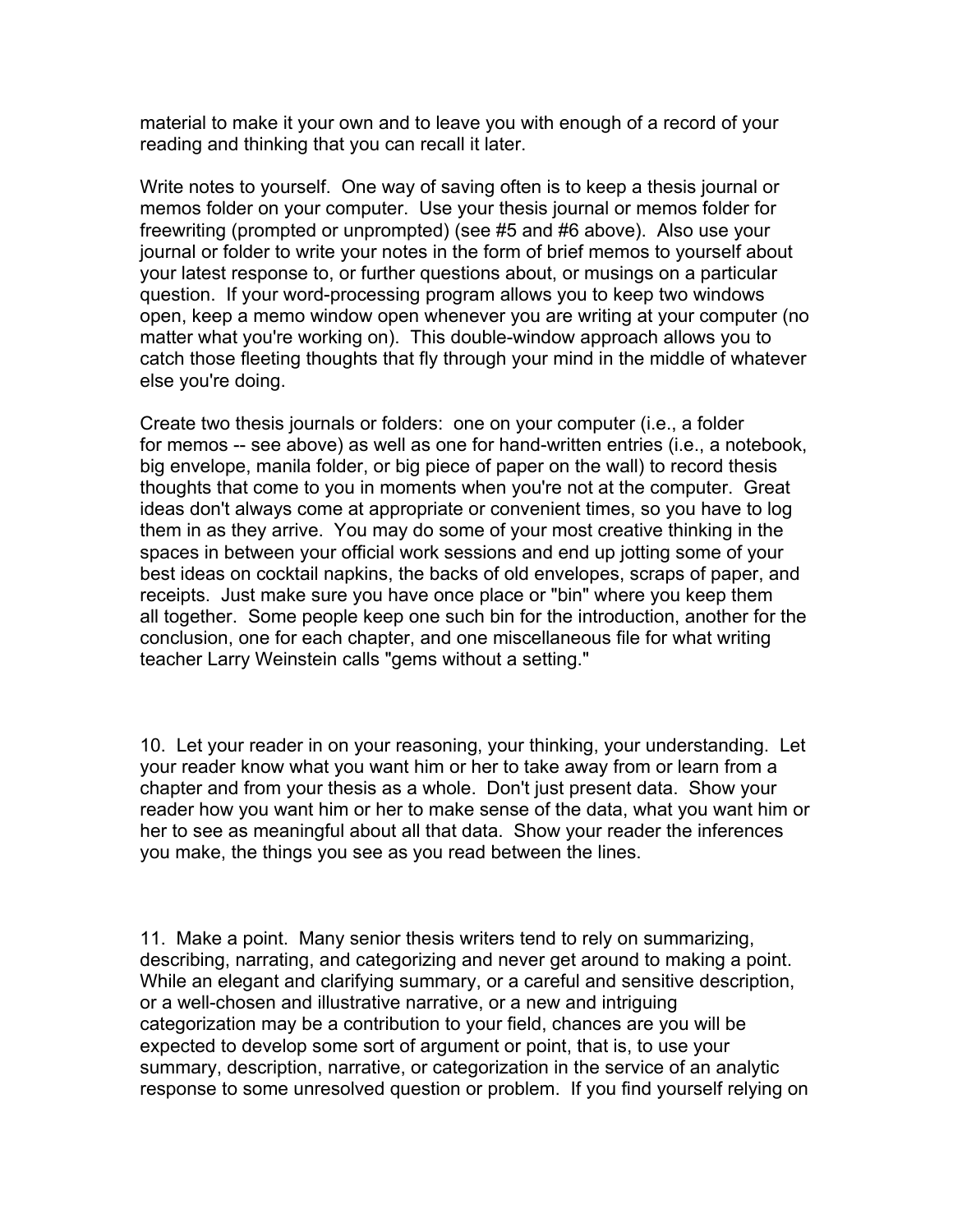material to make it your own and to leave you with enough of a record of your reading and thinking that you can recall it later.

Write notes to yourself. One way of saving often is to keep a thesis journal or memos folder on your computer. Use your thesis journal or memos folder for freewriting (prompted or unprompted) (see #5 and #6 above). Also use your journal or folder to write your notes in the form of brief memos to yourself about your latest response to, or further questions about, or musings on a particular question. If your word-processing program allows you to keep two windows open, keep a memo window open whenever you are writing at your computer (no matter what you're working on). This double-window approach allows you to catch those fleeting thoughts that fly through your mind in the middle of whatever else you're doing.

Create two thesis journals or folders: one on your computer (i.e., a folder for memos -- see above) as well as one for hand-written entries (i.e., a notebook, big envelope, manila folder, or big piece of paper on the wall) to record thesis thoughts that come to you in moments when you're not at the computer. Great ideas don't always come at appropriate or convenient times, so you have to log them in as they arrive. You may do some of your most creative thinking in the spaces in between your official work sessions and end up jotting some of your best ideas on cocktail napkins, the backs of old envelopes, scraps of paper, and receipts. Just make sure you have once place or "bin" where you keep them all together. Some people keep one such bin for the introduction, another for the conclusion, one for each chapter, and one miscellaneous file for what writing teacher Larry Weinstein calls "gems without a setting."

10. Let your reader in on your reasoning, your thinking, your understanding. Let your reader know what you want him or her to take away from or learn from a chapter and from your thesis as a whole. Don't just present data. Show your reader how you want him or her to make sense of the data, what you want him or her to see as meaningful about all that data. Show your reader the inferences you make, the things you see as you read between the lines.

11. Make a point. Many senior thesis writers tend to rely on summarizing, describing, narrating, and categorizing and never get around to making a point. While an elegant and clarifying summary, or a careful and sensitive description, or a well-chosen and illustrative narrative, or a new and intriguing categorization may be a contribution to your field, chances are you will be expected to develop some sort of argument or point, that is, to use your summary, description, narrative, or categorization in the service of an analytic response to some unresolved question or problem. If you find yourself relying on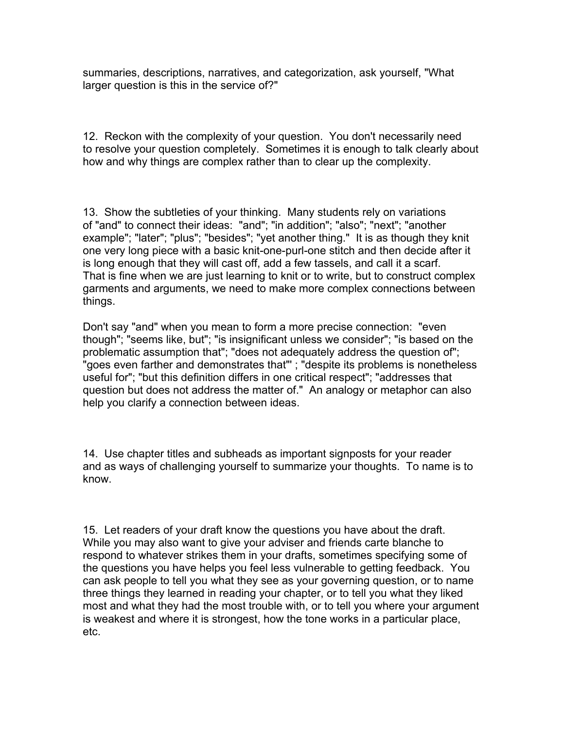summaries, descriptions, narratives, and categorization, ask yourself, "What larger question is this in the service of?"

12. Reckon with the complexity of your question. You don't necessarily need to resolve your question completely. Sometimes it is enough to talk clearly about how and why things are complex rather than to clear up the complexity.

13. Show the subtleties of your thinking. Many students rely on variations of "and" to connect their ideas: "and"; "in addition"; "also"; "next"; "another example"; "later"; "plus"; "besides"; "yet another thing." It is as though they knit one very long piece with a basic knit-one-purl-one stitch and then decide after it is long enough that they will cast off, add a few tassels, and call it a scarf. That is fine when we are just learning to knit or to write, but to construct complex garments and arguments, we need to make more complex connections between things.

Don't say "and" when you mean to form a more precise connection: "even though"; "seems like, but"; "is insignificant unless we consider"; "is based on the problematic assumption that"; "does not adequately address the question of"; "goes even farther and demonstrates that"' ; "despite its problems is nonetheless useful for"; "but this definition differs in one critical respect"; "addresses that question but does not address the matter of." An analogy or metaphor can also help you clarify a connection between ideas.

14. Use chapter titles and subheads as important signposts for your reader and as ways of challenging yourself to summarize your thoughts. To name is to know.

15. Let readers of your draft know the questions you have about the draft. While you may also want to give your adviser and friends carte blanche to respond to whatever strikes them in your drafts, sometimes specifying some of the questions you have helps you feel less vulnerable to getting feedback. You can ask people to tell you what they see as your governing question, or to name three things they learned in reading your chapter, or to tell you what they liked most and what they had the most trouble with, or to tell you where your argument is weakest and where it is strongest, how the tone works in a particular place, etc.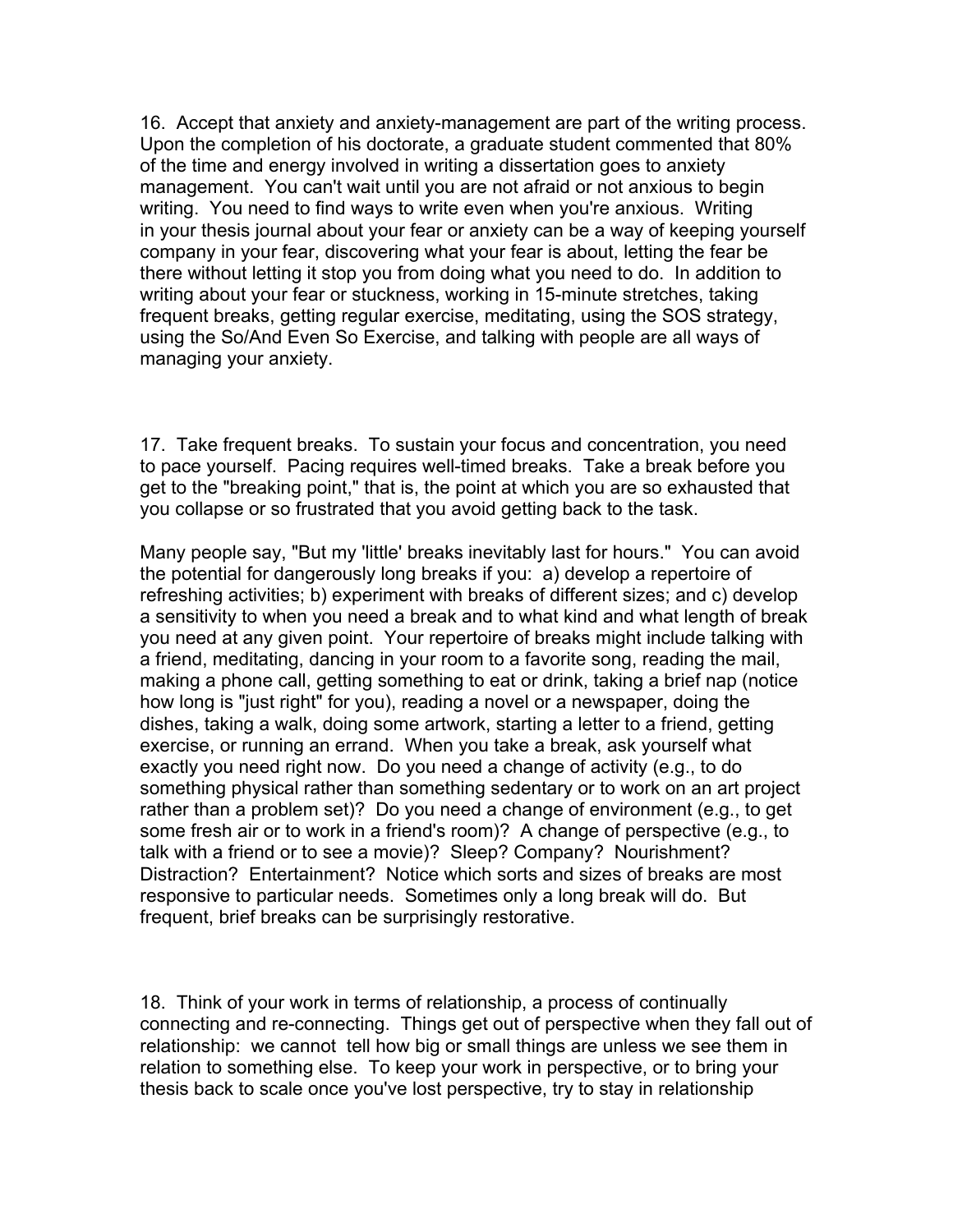16. Accept that anxiety and anxiety-management are part of the writing process. Upon the completion of his doctorate, a graduate student commented that 80% of the time and energy involved in writing a dissertation goes to anxiety management. You can't wait until you are not afraid or not anxious to begin writing. You need to find ways to write even when you're anxious. Writing in your thesis journal about your fear or anxiety can be a way of keeping yourself company in your fear, discovering what your fear is about, letting the fear be there without letting it stop you from doing what you need to do. In addition to writing about your fear or stuckness, working in 15-minute stretches, taking frequent breaks, getting regular exercise, meditating, using the SOS strategy, using the So/And Even So Exercise, and talking with people are all ways of managing your anxiety.

17. Take frequent breaks. To sustain your focus and concentration, you need to pace yourself. Pacing requires well-timed breaks. Take a break before you get to the "breaking point," that is, the point at which you are so exhausted that you collapse or so frustrated that you avoid getting back to the task.

Many people say, "But my 'little' breaks inevitably last for hours." You can avoid the potential for dangerously long breaks if you: a) develop a repertoire of refreshing activities; b) experiment with breaks of different sizes; and c) develop a sensitivity to when you need a break and to what kind and what length of break you need at any given point. Your repertoire of breaks might include talking with a friend, meditating, dancing in your room to a favorite song, reading the mail, making a phone call, getting something to eat or drink, taking a brief nap (notice how long is "just right" for you), reading a novel or a newspaper, doing the dishes, taking a walk, doing some artwork, starting a letter to a friend, getting exercise, or running an errand. When you take a break, ask yourself what exactly you need right now. Do you need a change of activity (e.g., to do something physical rather than something sedentary or to work on an art project rather than a problem set)? Do you need a change of environment (e.g., to get some fresh air or to work in a friend's room)? A change of perspective (e.g., to talk with a friend or to see a movie)? Sleep? Company? Nourishment? Distraction? Entertainment? Notice which sorts and sizes of breaks are most responsive to particular needs. Sometimes only a long break will do. But frequent, brief breaks can be surprisingly restorative.

18. Think of your work in terms of relationship, a process of continually connecting and re-connecting. Things get out of perspective when they fall out of relationship: we cannot tell how big or small things are unless we see them in relation to something else. To keep your work in perspective, or to bring your thesis back to scale once you've lost perspective, try to stay in relationship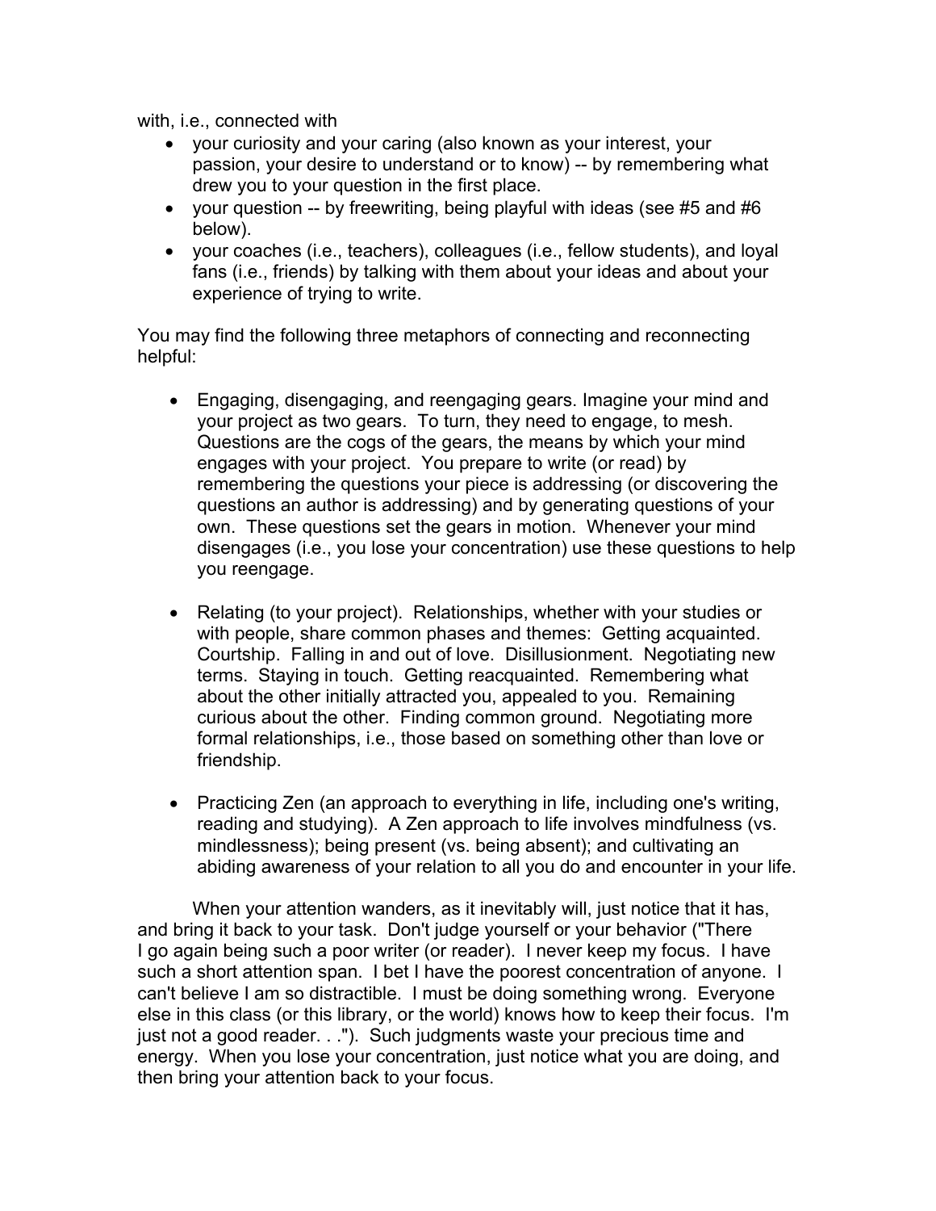with, i.e., connected with

- your curiosity and your caring (also known as your interest, your passion, your desire to understand or to know) -- by remembering what drew you to your question in the first place.
- your question -- by freewriting, being playful with ideas (see #5 and #6 below).
- your coaches (i.e., teachers), colleagues (i.e., fellow students), and loyal fans (i.e., friends) by talking with them about your ideas and about your experience of trying to write.

You may find the following three metaphors of connecting and reconnecting helpful:

- Engaging, disengaging, and reengaging gears. Imagine your mind and your project as two gears. To turn, they need to engage, to mesh. Questions are the cogs of the gears, the means by which your mind engages with your project. You prepare to write (or read) by remembering the questions your piece is addressing (or discovering the questions an author is addressing) and by generating questions of your own. These questions set the gears in motion. Whenever your mind disengages (i.e., you lose your concentration) use these questions to help you reengage.

- Relating (to your project). Relationships, whether with your studies or with people, share common phases and themes: Getting acquainted. Courtship. Falling in and out of love. Disillusionment. Negotiating new terms. Staying in touch. Getting reacquainted. Remembering what about the other initially attracted you, appealed to you. Remaining curious about the other. Finding common ground. Negotiating more formal relationships, i.e., those based on something other than love or friendship.

- Practicing Zen (an approach to everything in life, including one's writing, reading and studying). A Zen approach to life involves mindfulness (vs. mindlessness); being present (vs. being absent); and cultivating an abiding awareness of your relation to all you do and encounter in your life.

When your attention wanders, as it inevitably will, just notice that it has, and bring it back to your task. Don't judge yourself or your behavior ("There I go again being such a poor writer (or reader). I never keep my focus. I have such a short attention span. I bet I have the poorest concentration of anyone. I can't believe I am so distractible. I must be doing something wrong. Everyone else in this class (or this library, or the world) knows how to keep their focus. I'm just not a good reader. . ."). Such judgments waste your precious time and energy. When you lose your concentration, just notice what you are doing, and then bring your attention back to your focus.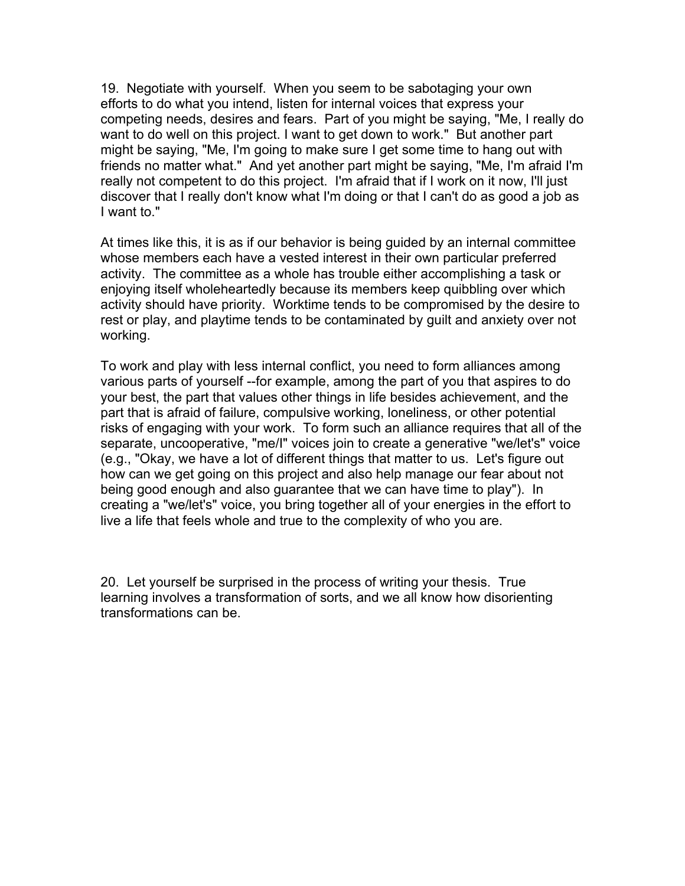19. Negotiate with yourself. When you seem to be sabotaging your own efforts to do what you intend, listen for internal voices that express your competing needs, desires and fears. Part of you might be saying, "Me, I really do want to do well on this project. I want to get down to work." But another part might be saying, "Me, I'm going to make sure I get some time to hang out with friends no matter what." And yet another part might be saying, "Me, I'm afraid I'm really not competent to do this project. I'm afraid that if I work on it now, I'll just discover that I really don't know what I'm doing or that I can't do as good a job as I want to."

At times like this, it is as if our behavior is being guided by an internal committee whose members each have a vested interest in their own particular preferred activity. The committee as a whole has trouble either accomplishing a task or enjoying itself wholeheartedly because its members keep quibbling over which activity should have priority. Worktime tends to be compromised by the desire to rest or play, and playtime tends to be contaminated by guilt and anxiety over not working.

To work and play with less internal conflict, you need to form alliances among various parts of yourself --for example, among the part of you that aspires to do your best, the part that values other things in life besides achievement, and the part that is afraid of failure, compulsive working, loneliness, or other potential risks of engaging with your work. To form such an alliance requires that all of the separate, uncooperative, "me/I" voices join to create a generative "we/let's" voice (e.g., "Okay, we have a lot of different things that matter to us. Let's figure out how can we get going on this project and also help manage our fear about not being good enough and also guarantee that we can have time to play"). In creating a "we/let's" voice, you bring together all of your energies in the effort to live a life that feels whole and true to the complexity of who you are.

20. Let yourself be surprised in the process of writing your thesis. True learning involves a transformation of sorts, and we all know how disorienting transformations can be.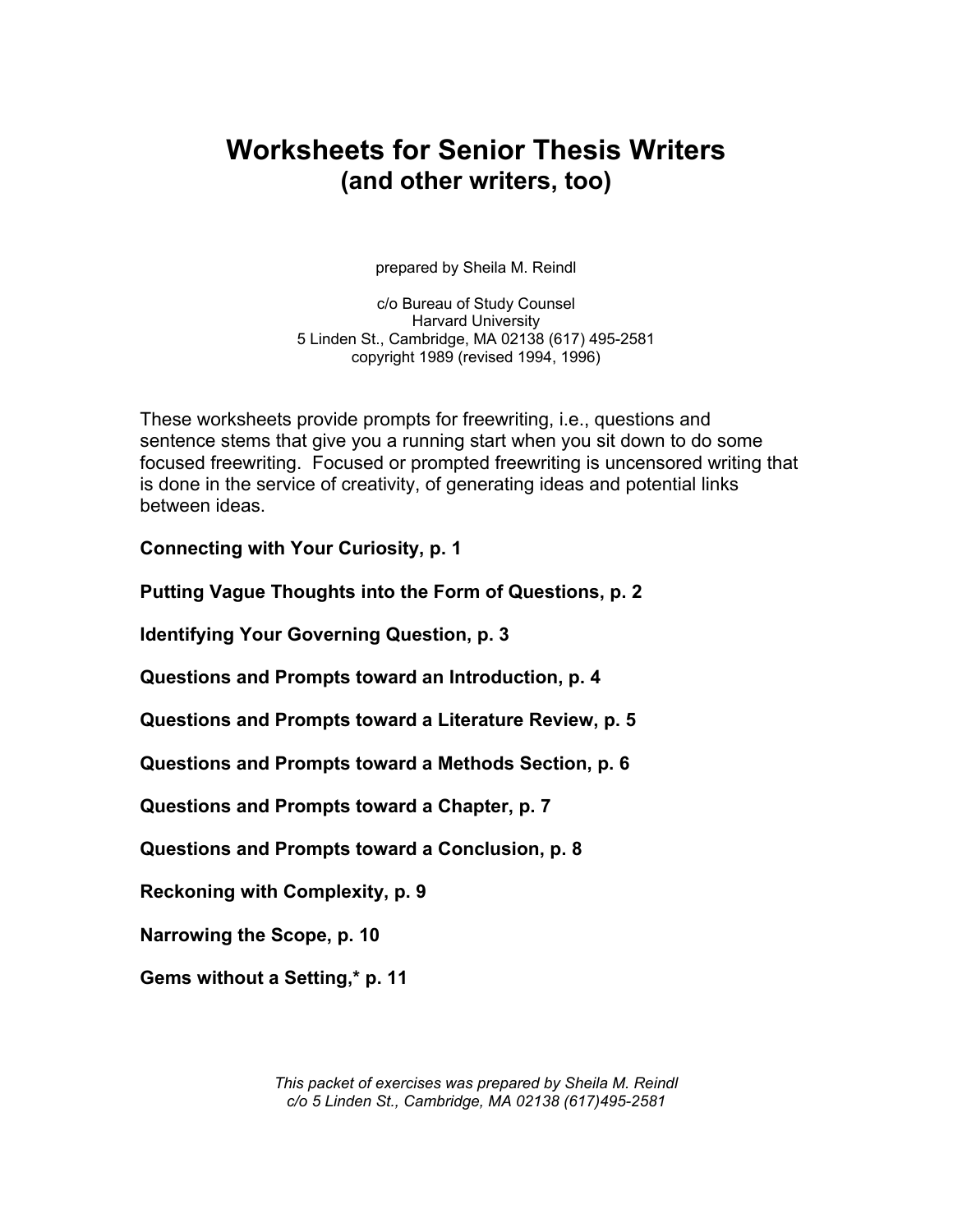# Worksheets for Senior Thesis Writers
## (and other writers, too)

prepared by Sheila M. Reindl

c/o Bureau of Study Counsel
Harvard University
5 Linden St., Cambridge, MA 02138 (617) 495-2581
copyright 1989 (revised 1994, 1996)

These worksheets provide prompts for freewriting, i.e., questions and sentence stems that give you a running start when you sit down to do some focused freewriting. Focused or prompted freewriting is uncensored writing that is done in the service of creativity, of generating ideas and potential links between ideas.

**Connecting with Your Curiosity, p. 1**

**Putting Vague Thoughts into the Form of Questions, p. 2**

**Identifying Your Governing Question, p. 3**

**Questions and Prompts toward an Introduction, p. 4**

**Questions and Prompts toward a Literature Review, p. 5**

**Questions and Prompts toward a Methods Section, p. 6**

**Questions and Prompts toward a Chapter, p. 7**

**Questions and Prompts toward a Conclusion, p. 8**

**Reckoning with Complexity, p. 9**

**Narrowing the Scope, p. 10**

**Gems without a Setting,* p. 11**

*This packet of exercises was prepared by Sheila M. Reindl*
*c/o 5 Linden St., Cambridge, MA 02138 (617)495-2581*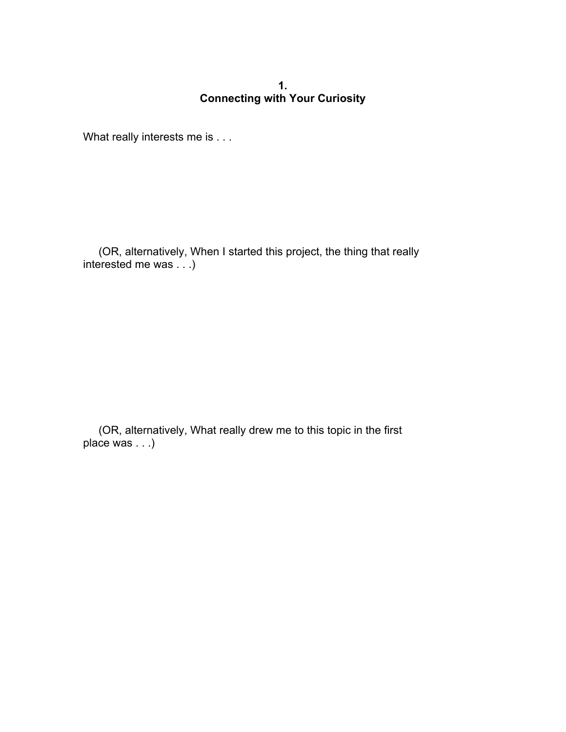## 1.
## Connecting with Your Curiosity

What really interests me is . . .

(OR, alternatively, When I started this project, the thing that really interested me was . . .)

(OR, alternatively, What really drew me to this topic in the first place was . . .)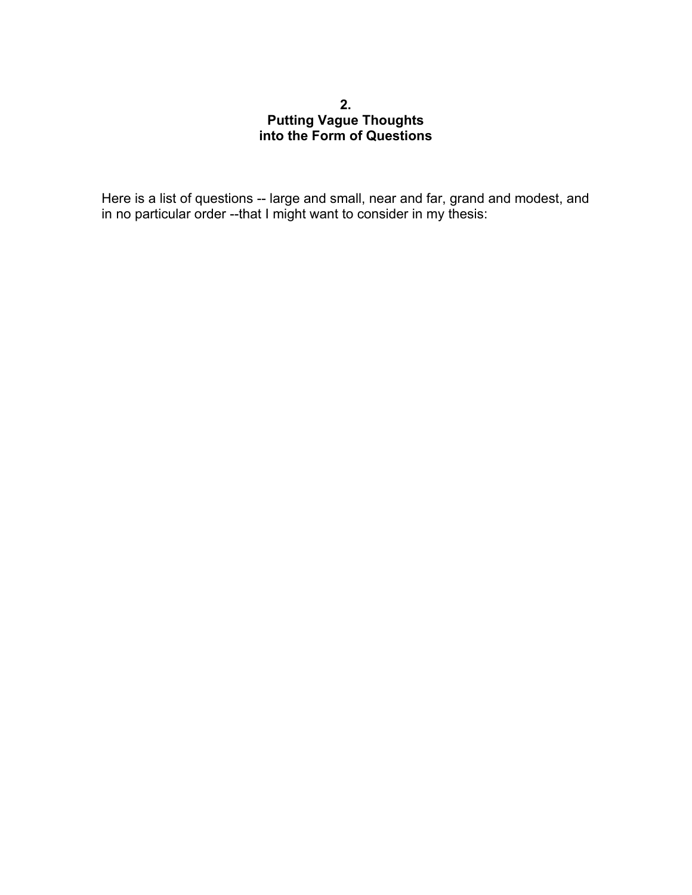## 2.
## Putting Vague Thoughts into the Form of Questions

Here is a list of questions -- large and small, near and far, grand and modest, and in no particular order --that I might want to consider in my thesis: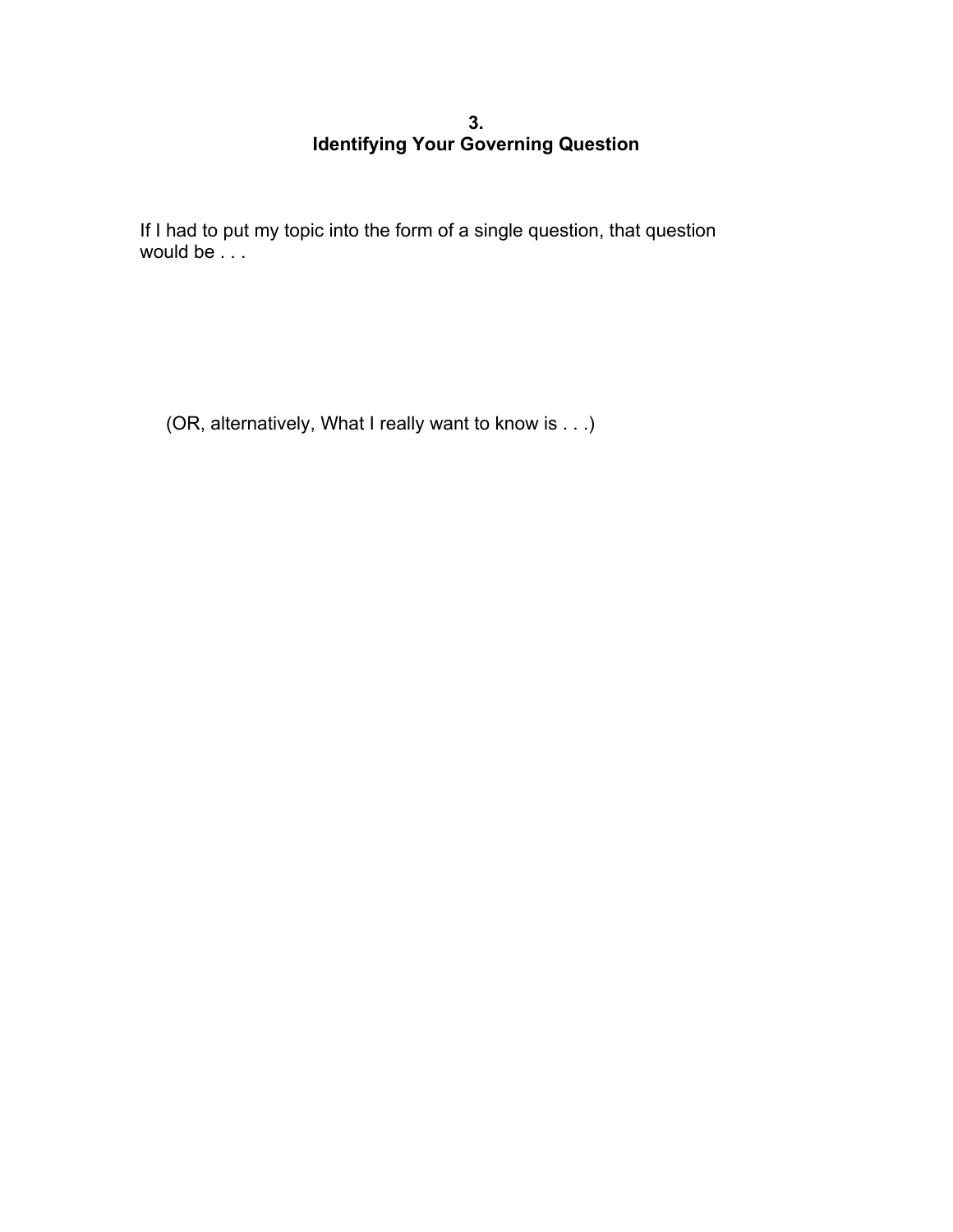## 3.
## Identifying Your Governing Question

If I had to put my topic into the form of a single question, that question would be . . .

(OR, alternatively, What I really want to know is . . .)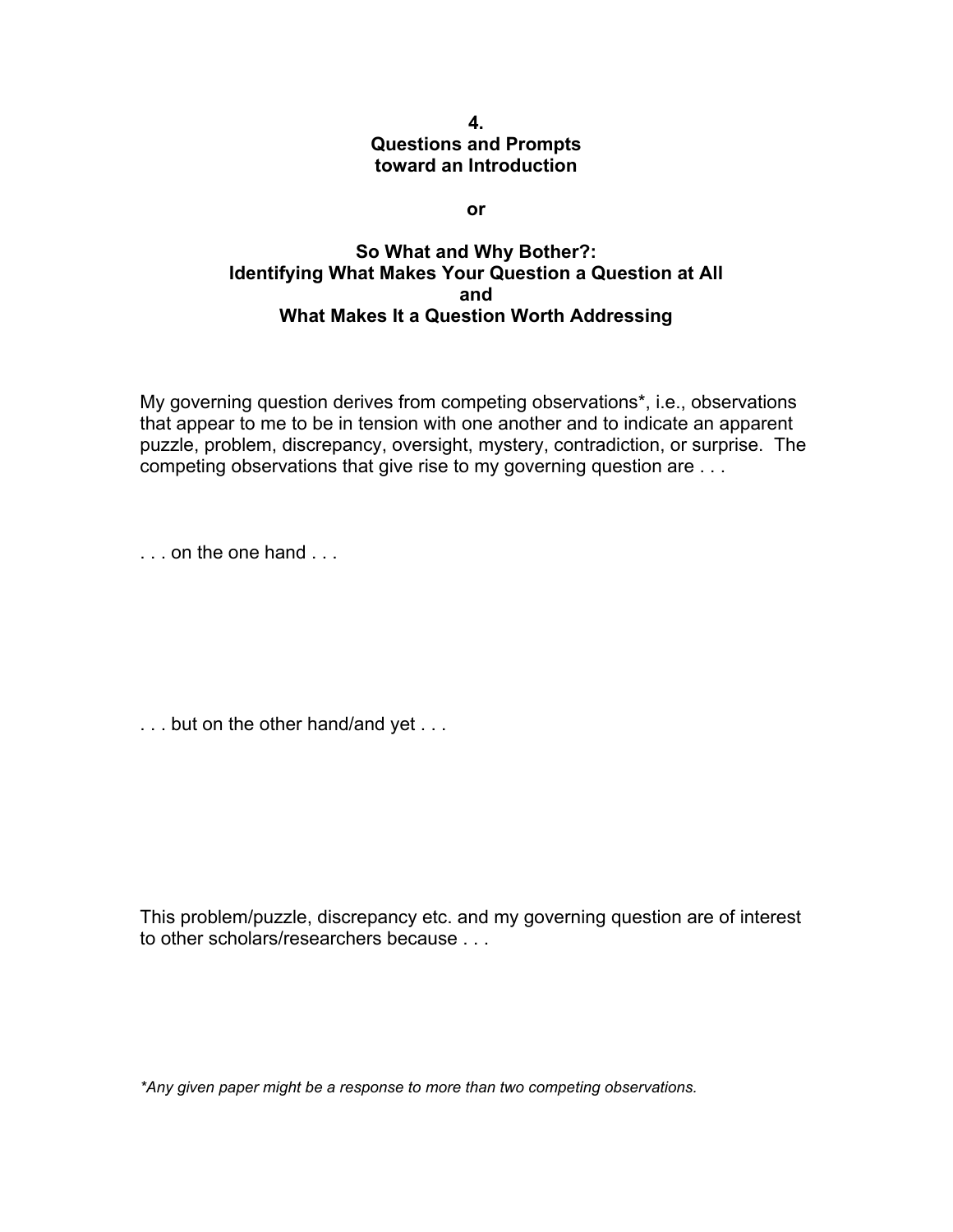# 4.
# Questions and Prompts toward an Introduction

**or**

## So What and Why Bother?: Identifying What Makes Your Question a Question at All and What Makes It a Question Worth Addressing

My governing question derives from competing observations*, i.e., observations that appear to me to be in tension with one another and to indicate an apparent puzzle, problem, discrepancy, oversight, mystery, contradiction, or surprise. The competing observations that give rise to my governing question are . . .

. . . on the one hand . . .

. . . but on the other hand/and yet . . .

This problem/puzzle, discrepancy etc. and my governing question are of interest to other scholars/researchers because . . .

*\*Any given paper might be a response to more than two competing observations.*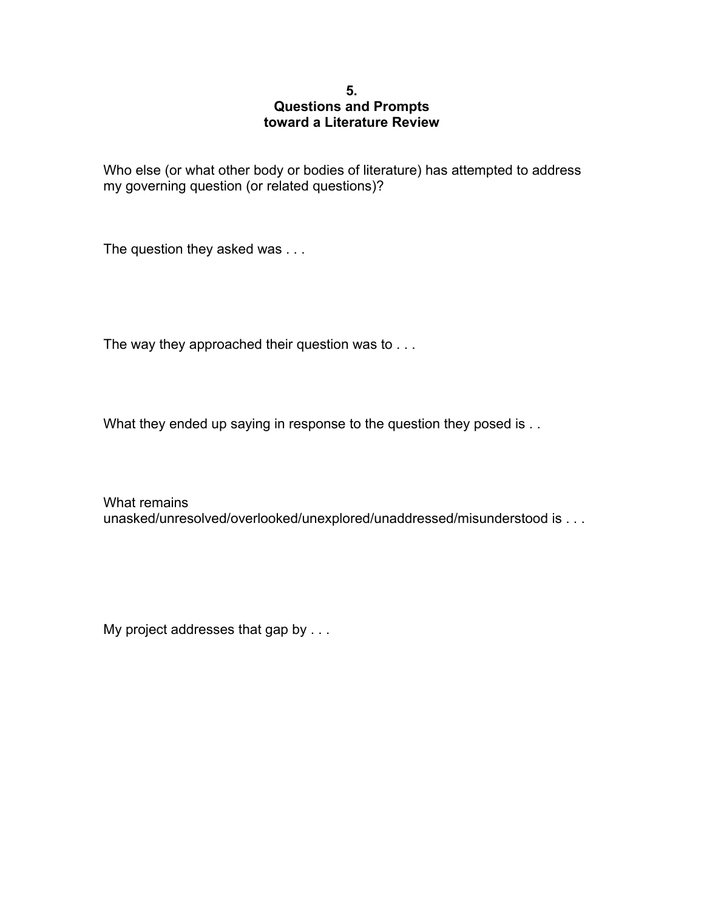**5.**
**Questions and Prompts**
**toward a Literature Review**

Who else (or what other body or bodies of literature) has attempted to address my governing question (or related questions)?

The question they asked was . . .

The way they approached their question was to . . .

What they ended up saying in response to the question they posed is . .

What remains unasked/unresolved/overlooked/unexplored/unaddressed/misunderstood is . . .

My project addresses that gap by . . .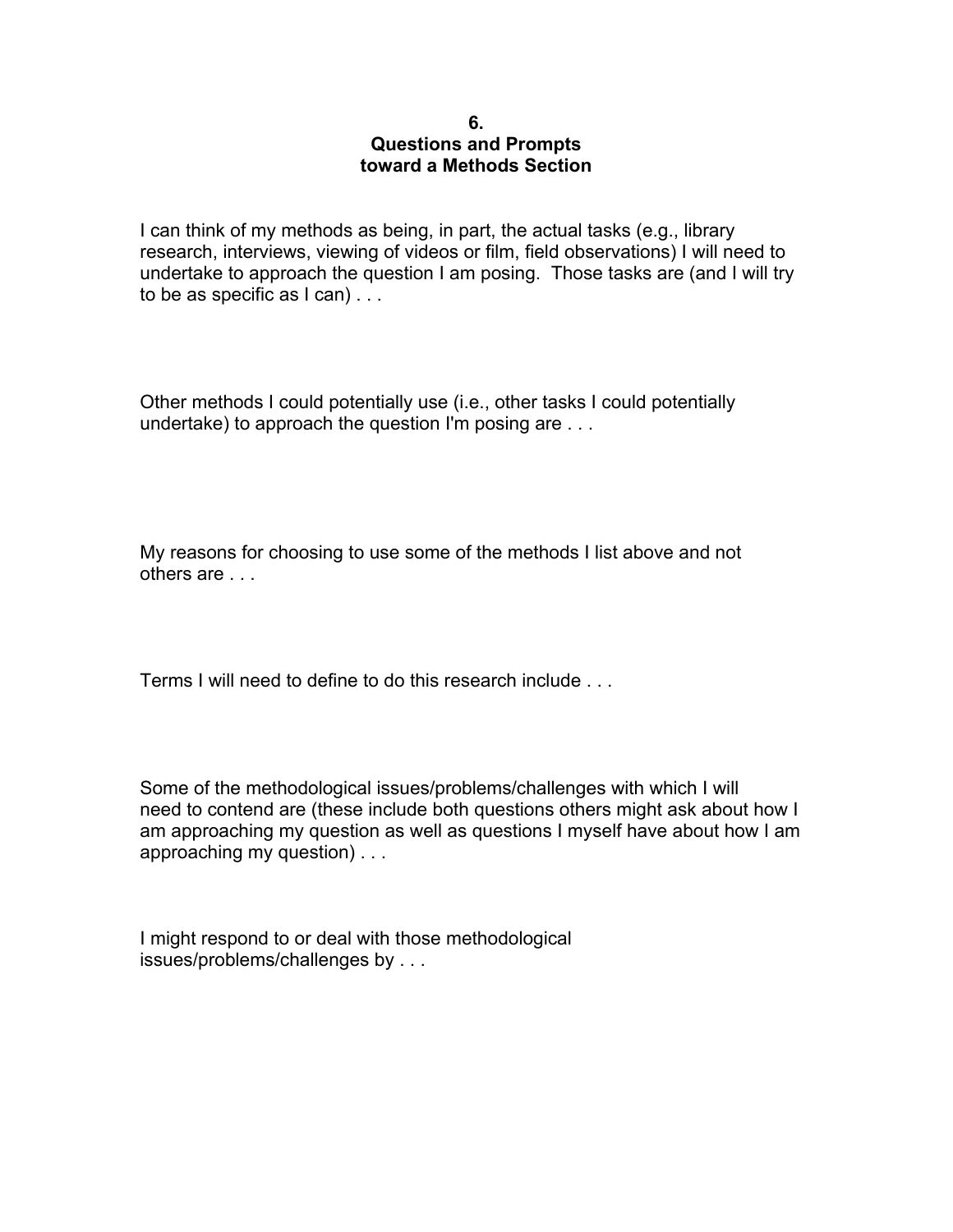## 6.
## Questions and Prompts toward a Methods Section

I can think of my methods as being, in part, the actual tasks (e.g., library research, interviews, viewing of videos or film, field observations) I will need to undertake to approach the question I am posing. Those tasks are (and I will try to be as specific as I can) . . .

Other methods I could potentially use (i.e., other tasks I could potentially undertake) to approach the question I'm posing are . . .

My reasons for choosing to use some of the methods I list above and not others are . . .

Terms I will need to define to do this research include . . .

Some of the methodological issues/problems/challenges with which I will need to contend are (these include both questions others might ask about how I am approaching my question as well as questions I myself have about how I am approaching my question) . . .

I might respond to or deal with those methodological issues/problems/challenges by . . .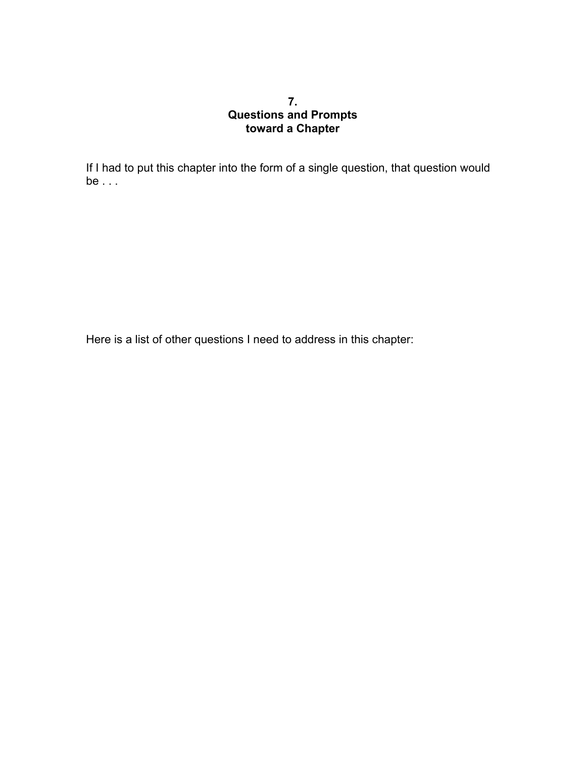# 7.
# Questions and Prompts
# toward a Chapter

If I had to put this chapter into the form of a single question, that question would be . . .

Here is a list of other questions I need to address in this chapter: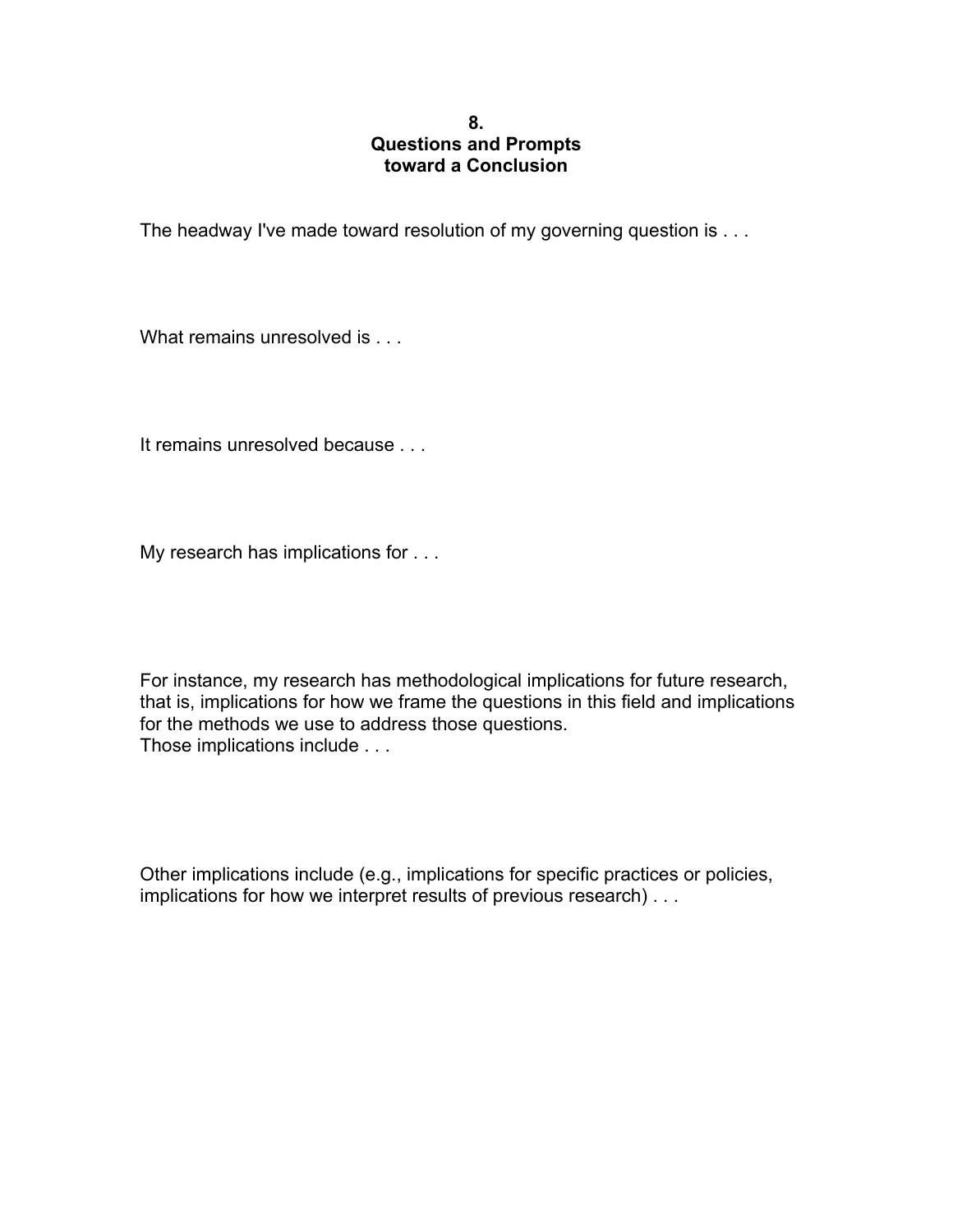## 8.
## Questions and Prompts toward a Conclusion

The headway I've made toward resolution of my governing question is . . .

What remains unresolved is . . .

It remains unresolved because . . .

My research has implications for . . .

For instance, my research has methodological implications for future research, that is, implications for how we frame the questions in this field and implications for the methods we use to address those questions.
Those implications include . . .

Other implications include (e.g., implications for specific practices or policies, implications for how we interpret results of previous research) . . .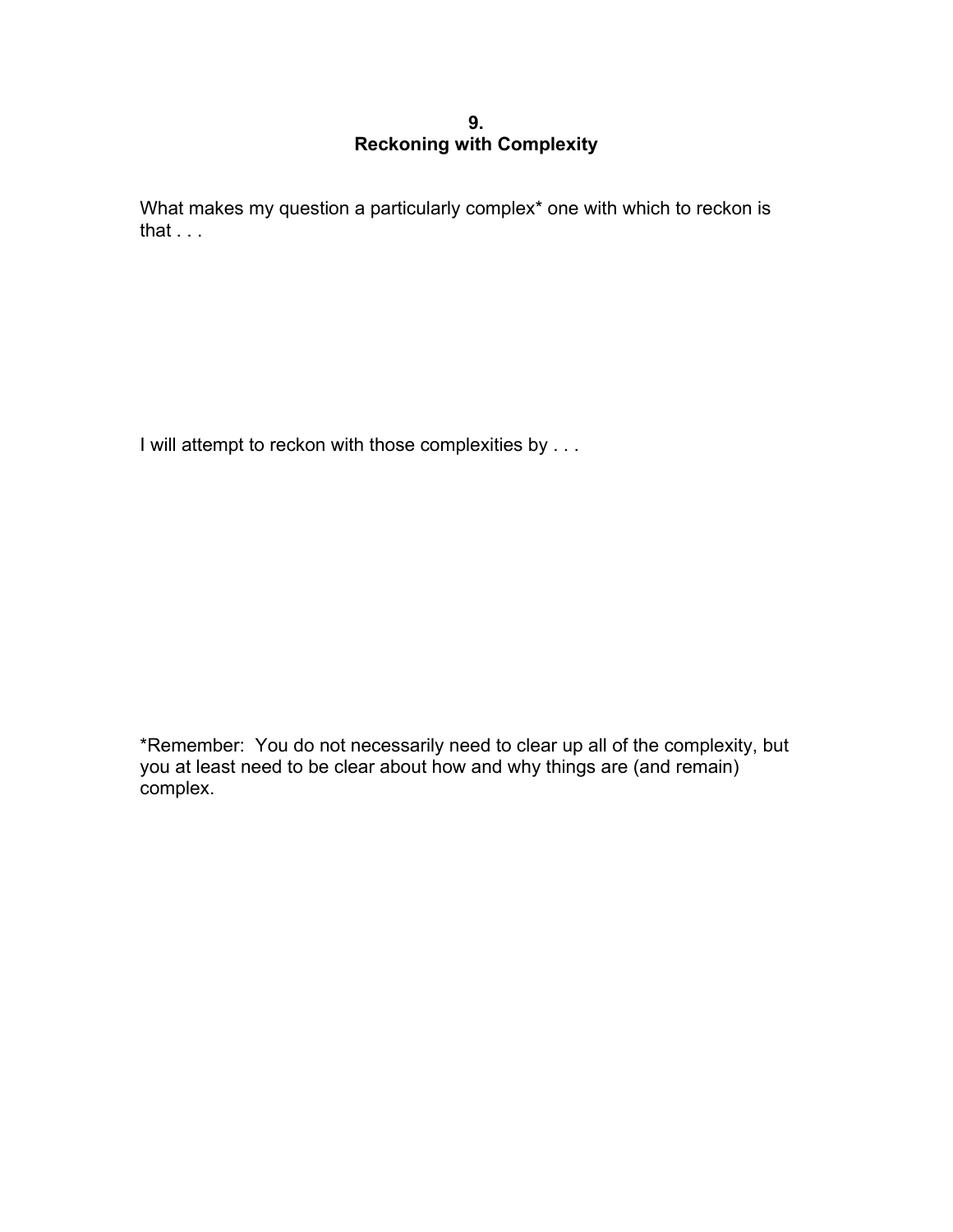## 9.
## Reckoning with Complexity

What makes my question a particularly complex* one with which to reckon is that . . .

I will attempt to reckon with those complexities by . . .

*Remember: You do not necessarily need to clear up all of the complexity, but you at least need to be clear about how and why things are (and remain) complex.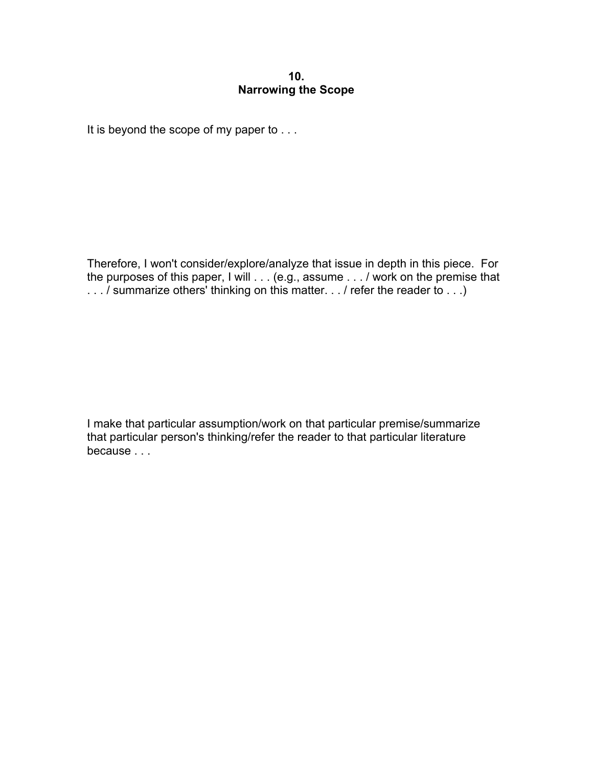## 10.
## Narrowing the Scope

It is beyond the scope of my paper to . . .

Therefore, I won't consider/explore/analyze that issue in depth in this piece. For the purposes of this paper, I will . . . (e.g., assume . . . / work on the premise that . . . / summarize others' thinking on this matter. . . / refer the reader to . . .)

I make that particular assumption/work on that particular premise/summarize that particular person's thinking/refer the reader to that particular literature because . . .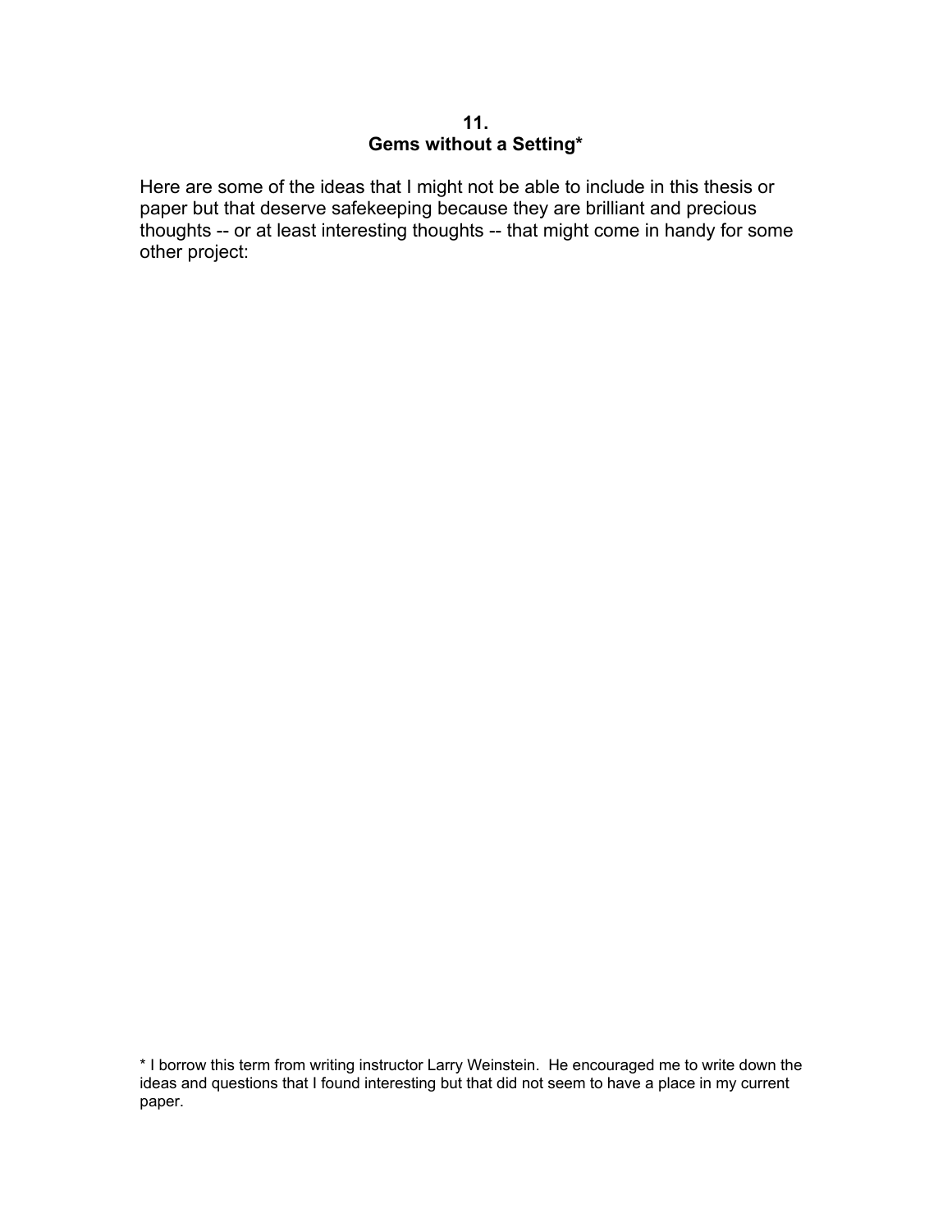# 11.
# Gems without a Setting*

Here are some of the ideas that I might not be able to include in this thesis or paper but that deserve safekeeping because they are brilliant and precious thoughts -- or at least interesting thoughts -- that might come in handy for some other project:

* I borrow this term from writing instructor Larry Weinstein. He encouraged me to write down the ideas and questions that I found interesting but that did not seem to have a place in my current paper.